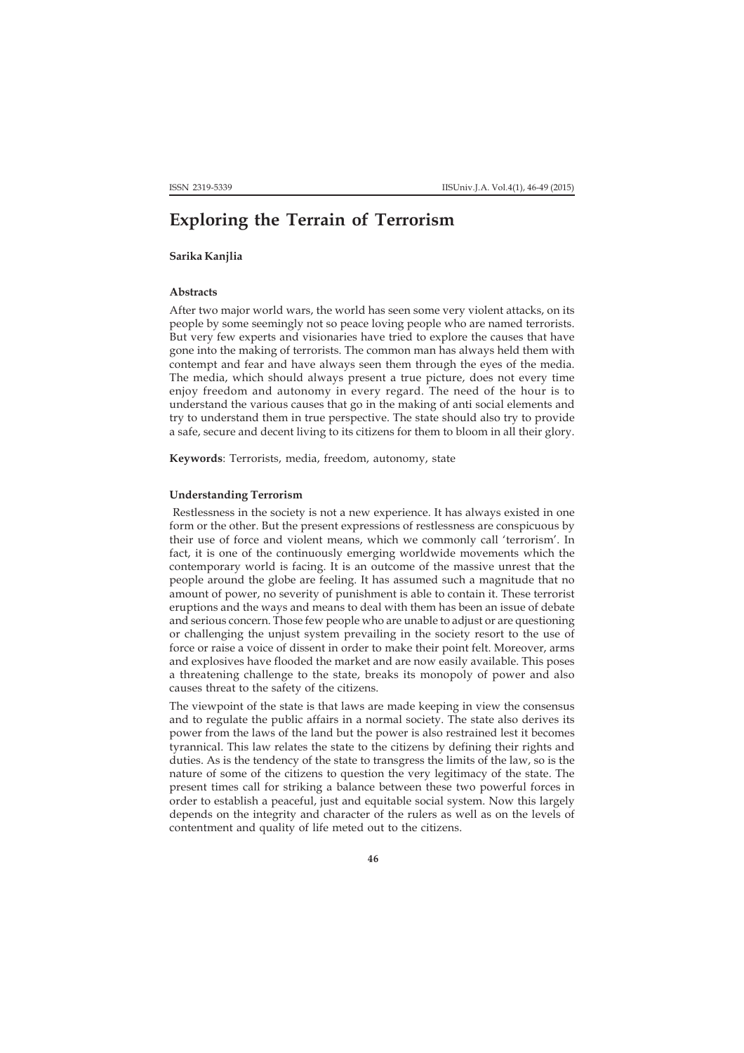# Exploring the Terrain of Terrorism

**Sarika Kanjlia**

### Abstracts

After two major world wars, the world has seen some very violent attacks, on its people by some seemingly not so peace loving people who are named terrorists. But very few experts and visionaries have tried to explore the causes that have gone into the making of terrorists. The common man has always held them with contempt and fear and have always seen them through the eyes of the media. The media, which should always present a true picture, does not every time enjoy freedom and autonomy in every regard. The need of the hour is to understand the various causes that go in the making of anti social elements and try to understand them in true perspective. The state should also try to provide a safe, secure and decent living to its citizens for them to bloom in all their glory.

**Keywords**: Terrorists, media, freedom, autonomy, state

### Understanding Terrorism

Restlessness in the society is not a new experience. It has always existed in one form or the other. But the present expressions of restlessness are conspicuous by their use of force and violent means, which we commonly call 'terrorism'. In fact, it is one of the continuously emerging worldwide movements which the contemporary world is facing. It is an outcome of the massive unrest that the people around the globe are feeling. It has assumed such a magnitude that no amount of power, no severity of punishment is able to contain it. These terrorist eruptions and the ways and means to deal with them has been an issue of debate and serious concern. Those few people who are unable to adjust or are questioning or challenging the unjust system prevailing in the society resort to the use of force or raise a voice of dissent in order to make their point felt. Moreover, arms and explosives have flooded the market and are now easily available. This poses a threatening challenge to the state, breaks its monopoly of power and also causes threat to the safety of the citizens.

The viewpoint of the state is that laws are made keeping in view the consensus and to regulate the public affairs in a normal society. The state also derives its power from the laws of the land but the power is also restrained lest it becomes tyrannical. This law relates the state to the citizens by defining their rights and duties. As is the tendency of the state to transgress the limits of the law, so is the nature of some of the citizens to question the very legitimacy of the state. The present times call for striking a balance between these two powerful forces in order to establish a peaceful, just and equitable social system. Now this largely depends on the integrity and character of the rulers as well as on the levels of contentment and quality of life meted out to the citizens.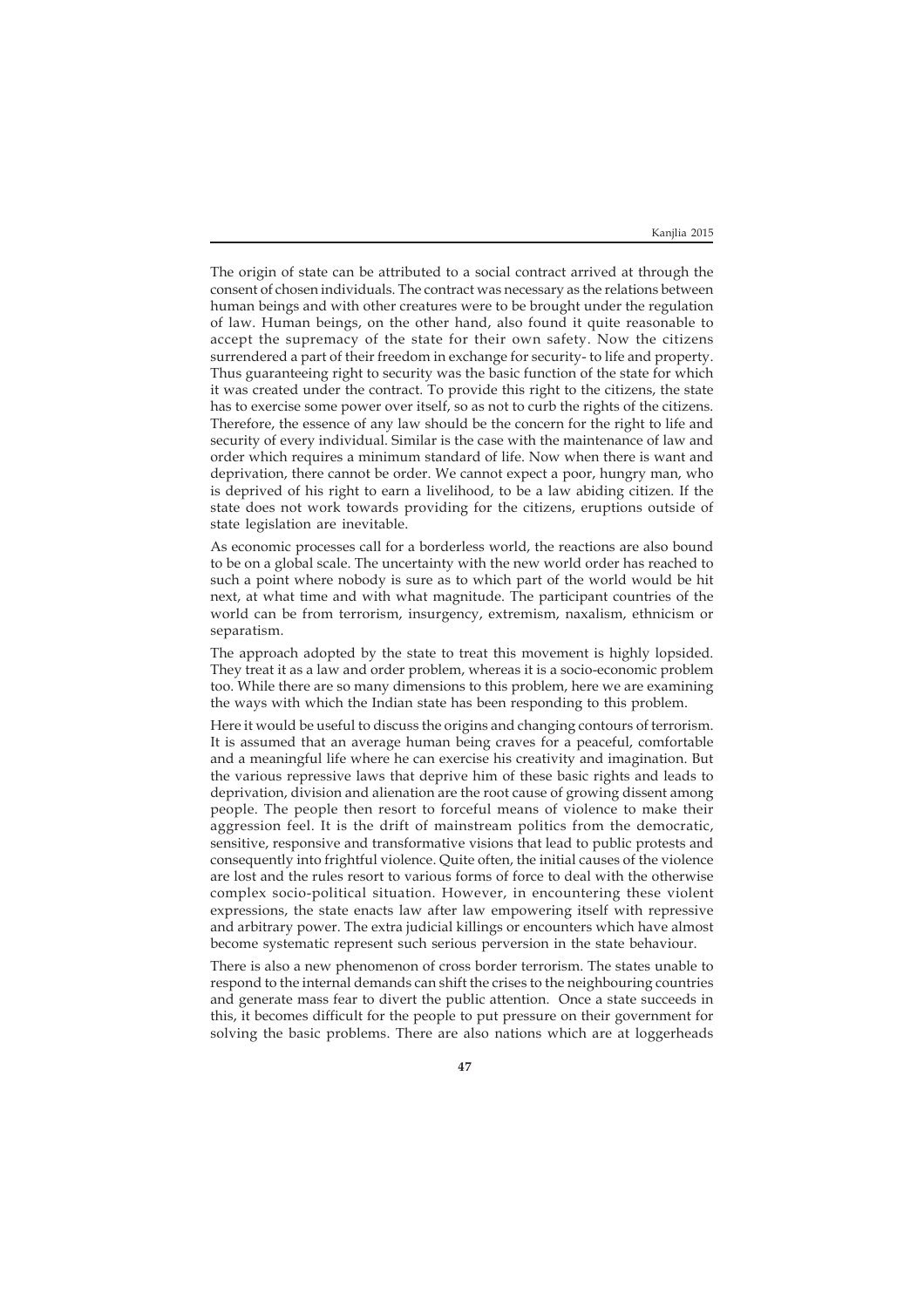The origin of state can be attributed to a social contract arrived at through the consent of chosen individuals. The contract was necessary as the relations between human beings and with other creatures were to be brought under the regulation of law. Human beings, on the other hand, also found it quite reasonable to accept the supremacy of the state for their own safety. Now the citizens surrendered a part of their freedom in exchange for security- to life and property. Thus guaranteeing right to security was the basic function of the state for which it was created under the contract. To provide this right to the citizens, the state has to exercise some power over itself, so as not to curb the rights of the citizens. Therefore, the essence of any law should be the concern for the right to life and security of every individual. Similar is the case with the maintenance of law and order which requires a minimum standard of life. Now when there is want and deprivation, there cannot be order. We cannot expect a poor, hungry man, who is deprived of his right to earn a livelihood, to be a law abiding citizen. If the state does not work towards providing for the citizens, eruptions outside of state legislation are inevitable.

As economic processes call for a borderless world, the reactions are also bound to be on a global scale. The uncertainty with the new world order has reached to such a point where nobody is sure as to which part of the world would be hit next, at what time and with what magnitude. The participant countries of the world can be from terrorism, insurgency, extremism, naxalism, ethnicism or separatism.

The approach adopted by the state to treat this movement is highly lopsided. They treat it as a law and order problem, whereas it is a socio-economic problem too. While there are so many dimensions to this problem, here we are examining the ways with which the Indian state has been responding to this problem.

Here it would be useful to discuss the origins and changing contours of terrorism. It is assumed that an average human being craves for a peaceful, comfortable and a meaningful life where he can exercise his creativity and imagination. But the various repressive laws that deprive him of these basic rights and leads to deprivation, division and alienation are the root cause of growing dissent among people. The people then resort to forceful means of violence to make their aggression feel. It is the drift of mainstream politics from the democratic, sensitive, responsive and transformative visions that lead to public protests and consequently into frightful violence. Quite often, the initial causes of the violence are lost and the rules resort to various forms of force to deal with the otherwise complex socio-political situation. However, in encountering these violent expressions, the state enacts law after law empowering itself with repressive and arbitrary power. The extra judicial killings or encounters which have almost become systematic represent such serious perversion in the state behaviour.

There is also a new phenomenon of cross border terrorism. The states unable to respond to the internal demands can shift the crises to the neighbouring countries and generate mass fear to divert the public attention. Once a state succeeds in this, it becomes difficult for the people to put pressure on their government for solving the basic problems. There are also nations which are at loggerheads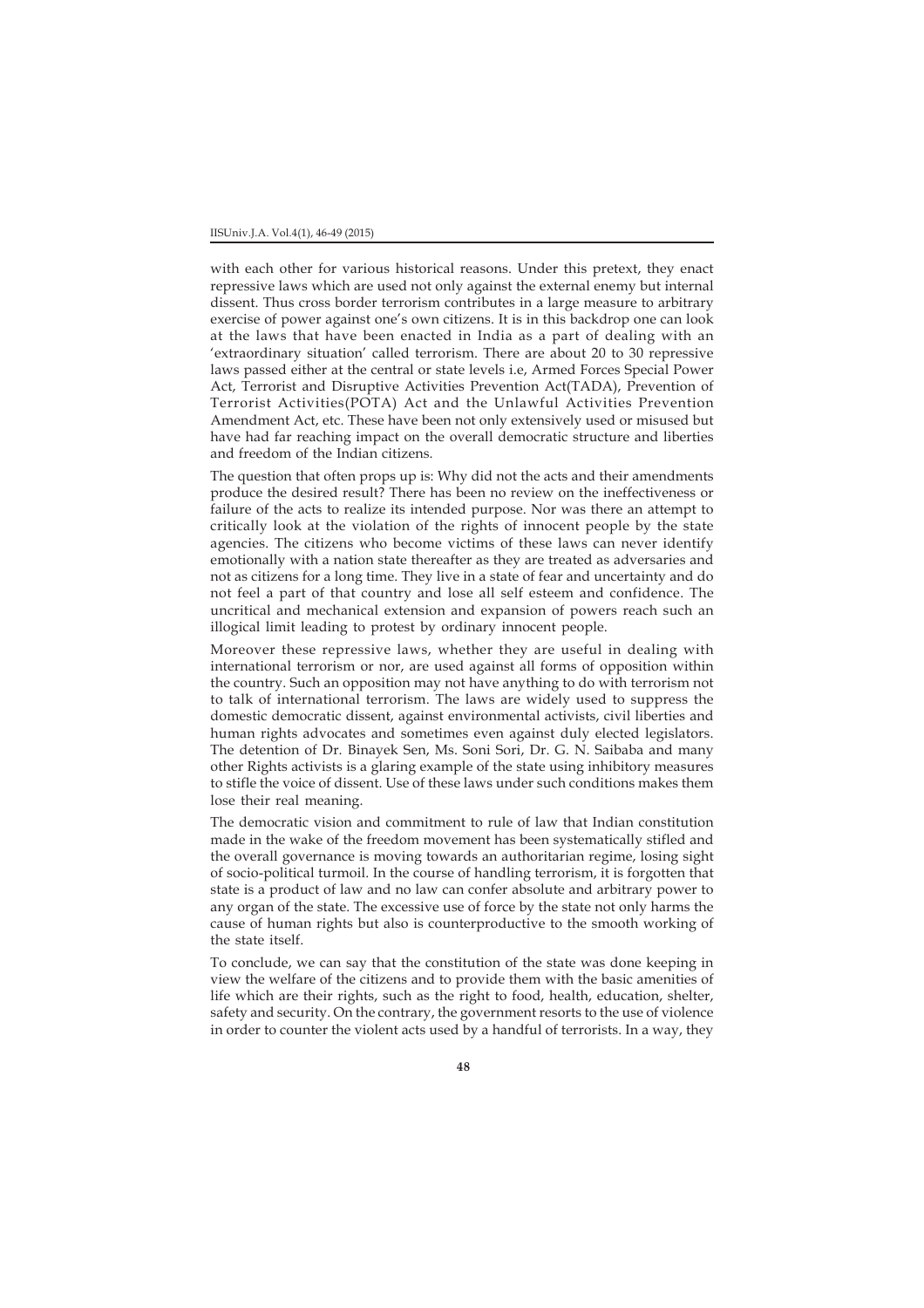with each other for various historical reasons. Under this pretext, they enact repressive laws which are used not only against the external enemy but internal dissent. Thus cross border terrorism contributes in a large measure to arbitrary exercise of power against one's own citizens. It is in this backdrop one can look at the laws that have been enacted in India as a part of dealing with an 'extraordinary situation' called terrorism. There are about 20 to 30 repressive laws passed either at the central or state levels i.e, Armed Forces Special Power Act, Terrorist and Disruptive Activities Prevention Act(TADA), Prevention of Terrorist Activities(POTA) Act and the Unlawful Activities Prevention Amendment Act, etc. These have been not only extensively used or misused but have had far reaching impact on the overall democratic structure and liberties and freedom of the Indian citizens.

The question that often props up is: Why did not the acts and their amendments produce the desired result? There has been no review on the ineffectiveness or failure of the acts to realize its intended purpose. Nor was there an attempt to critically look at the violation of the rights of innocent people by the state agencies. The citizens who become victims of these laws can never identify emotionally with a nation state thereafter as they are treated as adversaries and not as citizens for a long time. They live in a state of fear and uncertainty and do not feel a part of that country and lose all self esteem and confidence. The uncritical and mechanical extension and expansion of powers reach such an illogical limit leading to protest by ordinary innocent people.

Moreover these repressive laws, whether they are useful in dealing with international terrorism or nor, are used against all forms of opposition within the country. Such an opposition may not have anything to do with terrorism not to talk of international terrorism. The laws are widely used to suppress the domestic democratic dissent, against environmental activists, civil liberties and human rights advocates and sometimes even against duly elected legislators. The detention of Dr. Binayek Sen, Ms. Soni Sori, Dr. G. N. Saibaba and many other Rights activists is a glaring example of the state using inhibitory measures to stifle the voice of dissent. Use of these laws under such conditions makes them lose their real meaning.

The democratic vision and commitment to rule of law that Indian constitution made in the wake of the freedom movement has been systematically stifled and the overall governance is moving towards an authoritarian regime, losing sight of socio-political turmoil. In the course of handling terrorism, it is forgotten that state is a product of law and no law can confer absolute and arbitrary power to any organ of the state. The excessive use of force by the state not only harms the cause of human rights but also is counterproductive to the smooth working of the state itself.

To conclude, we can say that the constitution of the state was done keeping in view the welfare of the citizens and to provide them with the basic amenities of life which are their rights, such as the right to food, health, education, shelter, safety and security. On the contrary, the government resorts to the use of violence in order to counter the violent acts used by a handful of terrorists. In a way, they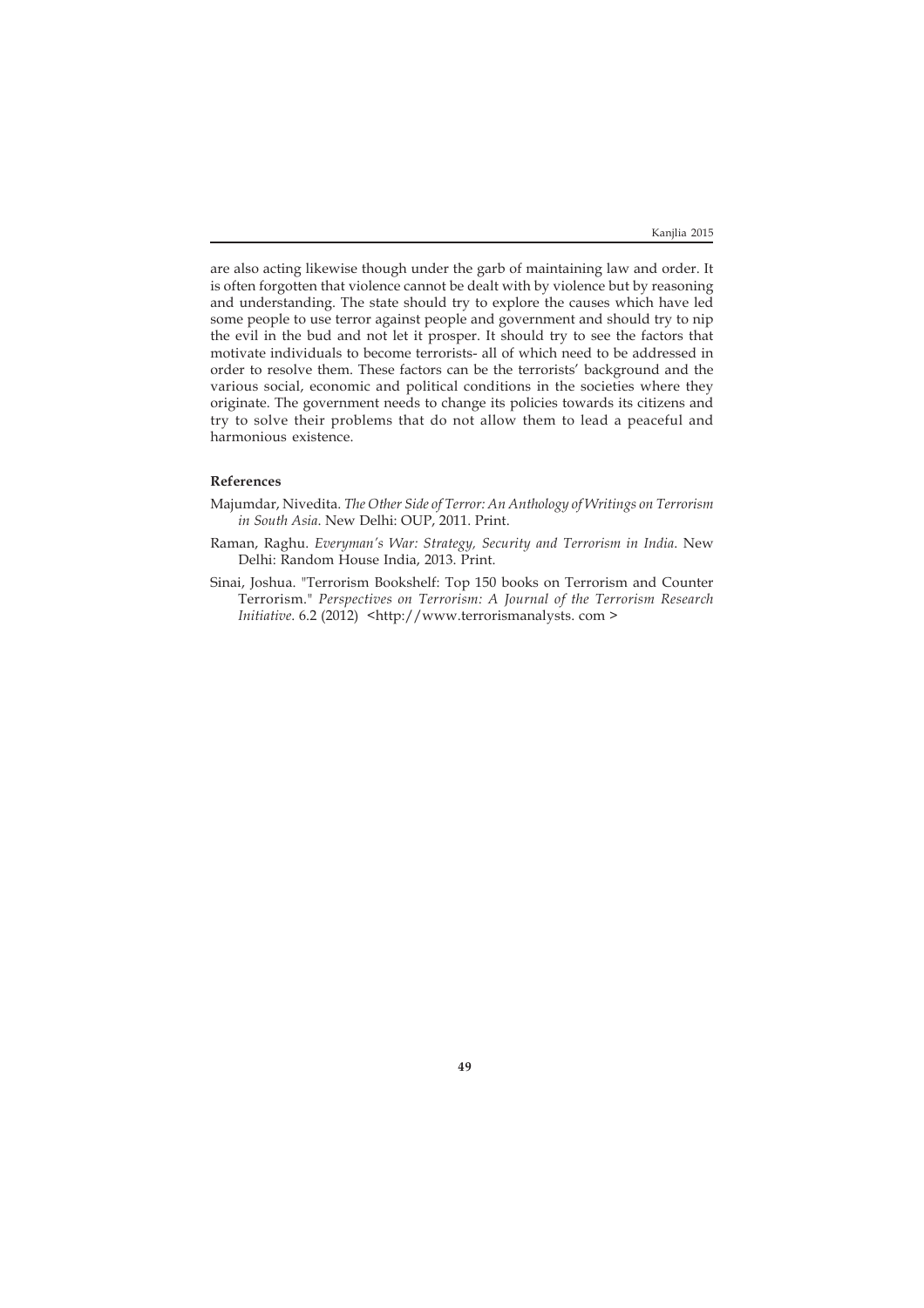are also acting likewise though under the garb of maintaining law and order. It is often forgotten that violence cannot be dealt with by violence but by reasoning and understanding. The state should try to explore the causes which have led some people to use terror against people and government and should try to nip the evil in the bud and not let it prosper. It should try to see the factors that motivate individuals to become terrorists- all of which need to be addressed in order to resolve them. These factors can be the terrorists' background and the various social, economic and political conditions in the societies where they originate. The government needs to change its policies towards its citizens and try to solve their problems that do not allow them to lead a peaceful and harmonious existence.

**References**

Majumdar, Nivedita. *The Other Side of Terror: An Anthology of Writings on Terrorism in South Asia.* New Delhi: OUP, 2011. Print.

Raman, Raghu. *Everyman's War: Strategy, Security and Terrorism in India.* New Delhi: Random House India, 2013. Print.

Sinai, Joshua. "Terrorism Bookshelf: Top 150 books on Terrorism and Counter Terrorism." *Perspectives on Terrorism: A Journal of the Terrorism Research Initiative*. 6.2 (2012) <http://www.terrorismanalysts. com >